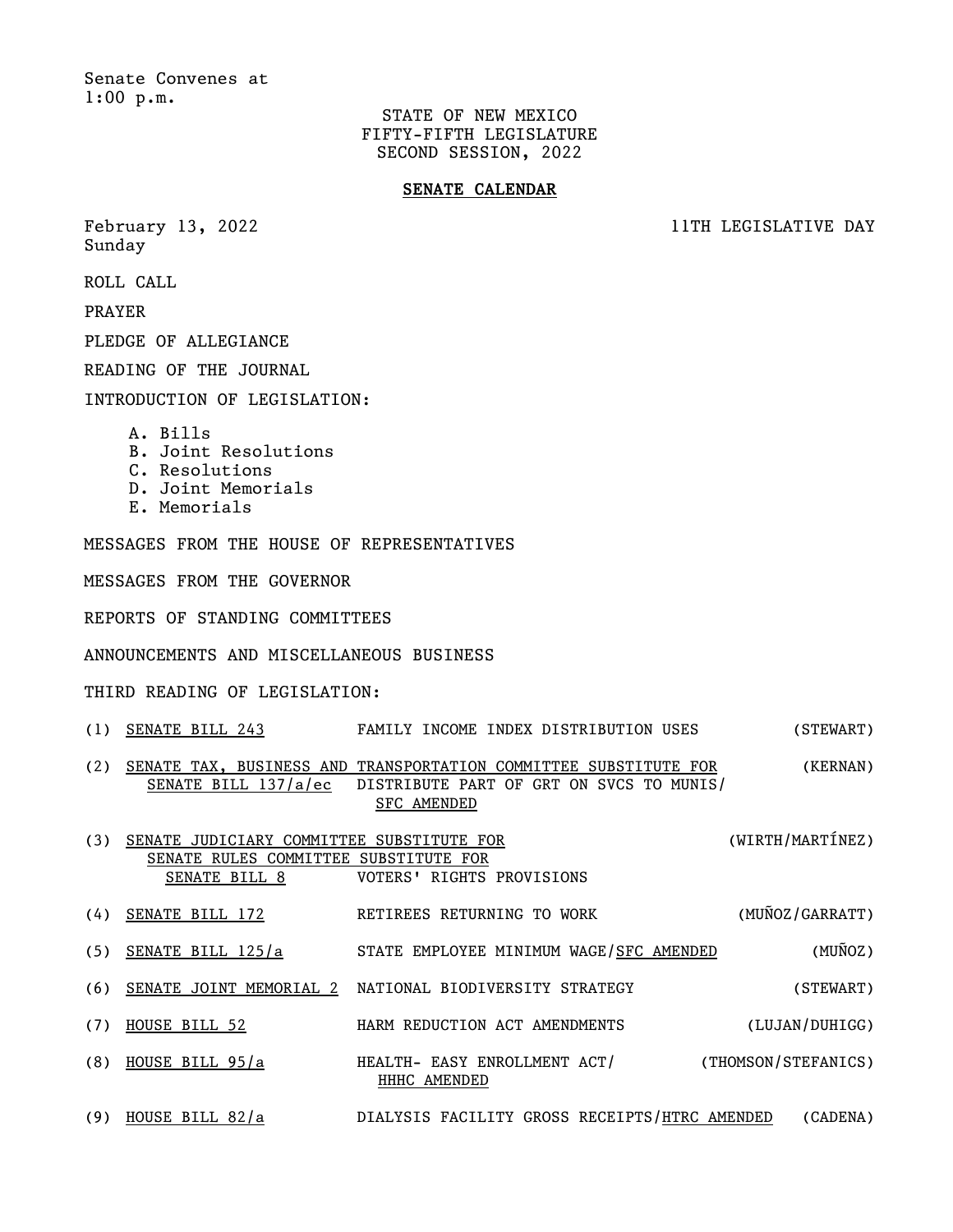Senate Convenes at 1:00 p.m.

STATE OF NEW MEXICO
FIFTY-FIFTH LEGISLATURE
SECOND SESSION, 2022

# SENATE CALENDAR

February 13, 2022
Sunday

11TH LEGISLATIVE DAY

ROLL CALL

PRAYER

PLEDGE OF ALLEGIANCE

READING OF THE JOURNAL

INTRODUCTION OF LEGISLATION:

- A. Bills
- B. Joint Resolutions
- C. Resolutions
- D. Joint Memorials
- E. Memorials

MESSAGES FROM THE HOUSE OF REPRESENTATIVES

MESSAGES FROM THE GOVERNOR

REPORTS OF STANDING COMMITTEES

ANNOUNCEMENTS AND MISCELLANEOUS BUSINESS

THIRD READING OF LEGISLATION:

| No. | Legislation | Title | Sponsor |
|---|---|---|---|
| (1) | SENATE BILL 243 | FAMILY INCOME INDEX DISTRIBUTION USES | (STEWART) |
| (2) | SENATE TAX, BUSINESS AND TRANSPORTATION COMMITTEE SUBSTITUTE FOR SENATE BILL 137/a/ec | DISTRIBUTE PART OF GRT ON SVCS TO MUNIS/ SFC AMENDED | (KERNAN) |
| (3) | SENATE JUDICIARY COMMITTEE SUBSTITUTE FOR SENATE RULES COMMITTEE SUBSTITUTE FOR SENATE BILL 8 | VOTERS' RIGHTS PROVISIONS | (WIRTH/MARTÍNEZ) |
| (4) | SENATE BILL 172 | RETIREES RETURNING TO WORK | (MUÑOZ/GARRATT) |
| (5) | SENATE BILL 125/a | STATE EMPLOYEE MINIMUM WAGE/SFC AMENDED | (MUÑOZ) |
| (6) | SENATE JOINT MEMORIAL 2 | NATIONAL BIODIVERSITY STRATEGY | (STEWART) |
| (7) | HOUSE BILL 52 | HARM REDUCTION ACT AMENDMENTS | (LUJAN/DUHIGG) |
| (8) | HOUSE BILL 95/a | HEALTH- EASY ENROLLMENT ACT/ HHHC AMENDED | (THOMSON/STEFANICS) |
| (9) | HOUSE BILL 82/a | DIALYSIS FACILITY GROSS RECEIPTS/HTRC AMENDED | (CADENA) |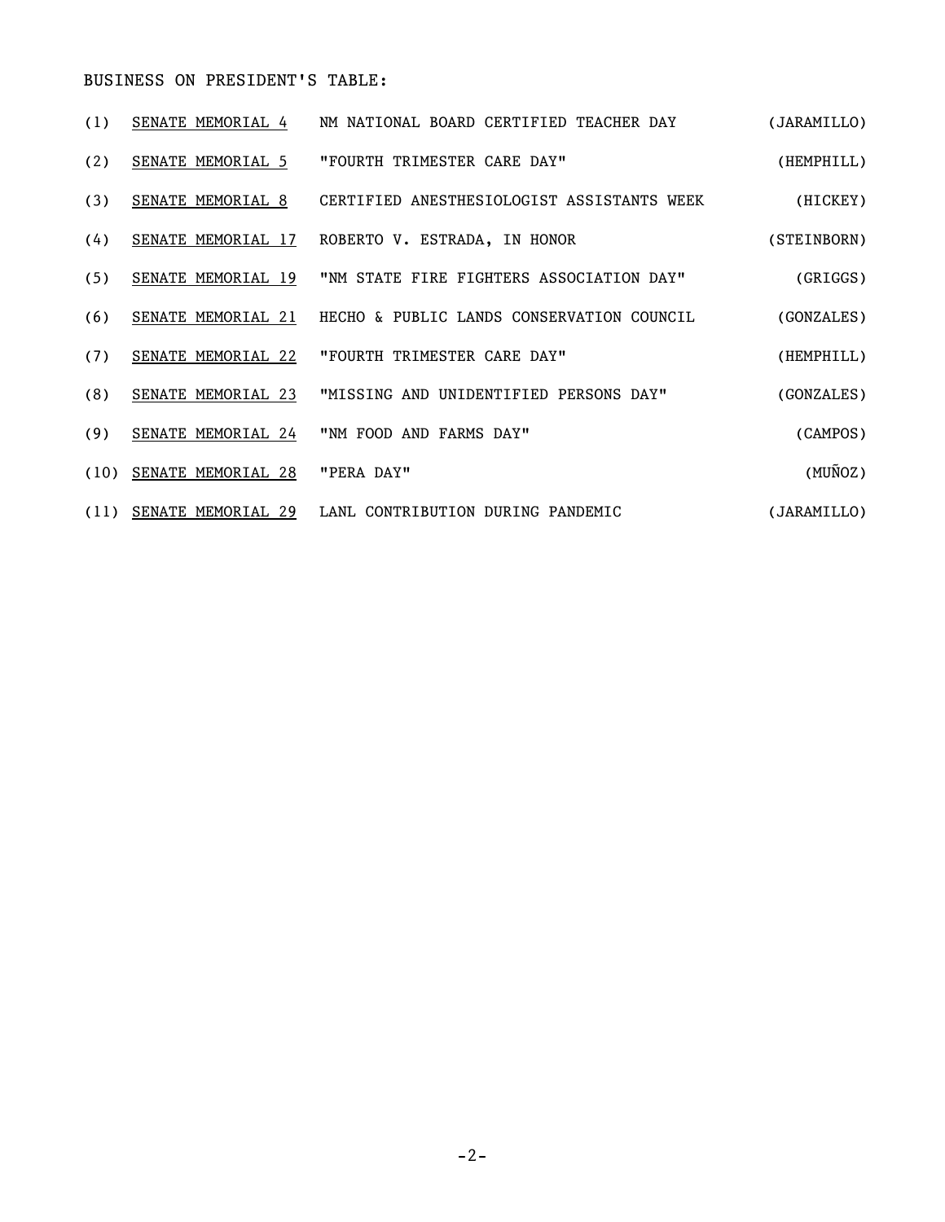BUSINESS ON PRESIDENT'S TABLE:

| | | | |
|---|---|---|---|
| (1) | SENATE MEMORIAL 4 | NM NATIONAL BOARD CERTIFIED TEACHER DAY | (JARAMILLO) |
| (2) | SENATE MEMORIAL 5 | "FOURTH TRIMESTER CARE DAY" | (HEMPHILL) |
| (3) | SENATE MEMORIAL 8 | CERTIFIED ANESTHESIOLOGIST ASSISTANTS WEEK | (HICKEY) |
| (4) | SENATE MEMORIAL 17 | ROBERTO V. ESTRADA, IN HONOR | (STEINBORN) |
| (5) | SENATE MEMORIAL 19 | "NM STATE FIRE FIGHTERS ASSOCIATION DAY" | (GRIGGS) |
| (6) | SENATE MEMORIAL 21 | HECHO & PUBLIC LANDS CONSERVATION COUNCIL | (GONZALES) |
| (7) | SENATE MEMORIAL 22 | "FOURTH TRIMESTER CARE DAY" | (HEMPHILL) |
| (8) | SENATE MEMORIAL 23 | "MISSING AND UNIDENTIFIED PERSONS DAY" | (GONZALES) |
| (9) | SENATE MEMORIAL 24 | "NM FOOD AND FARMS DAY" | (CAMPOS) |
| (10) | SENATE MEMORIAL 28 | "PERA DAY" | (MUÑOZ) |
| (11) | SENATE MEMORIAL 29 | LANL CONTRIBUTION DURING PANDEMIC | (JARAMILLO) |